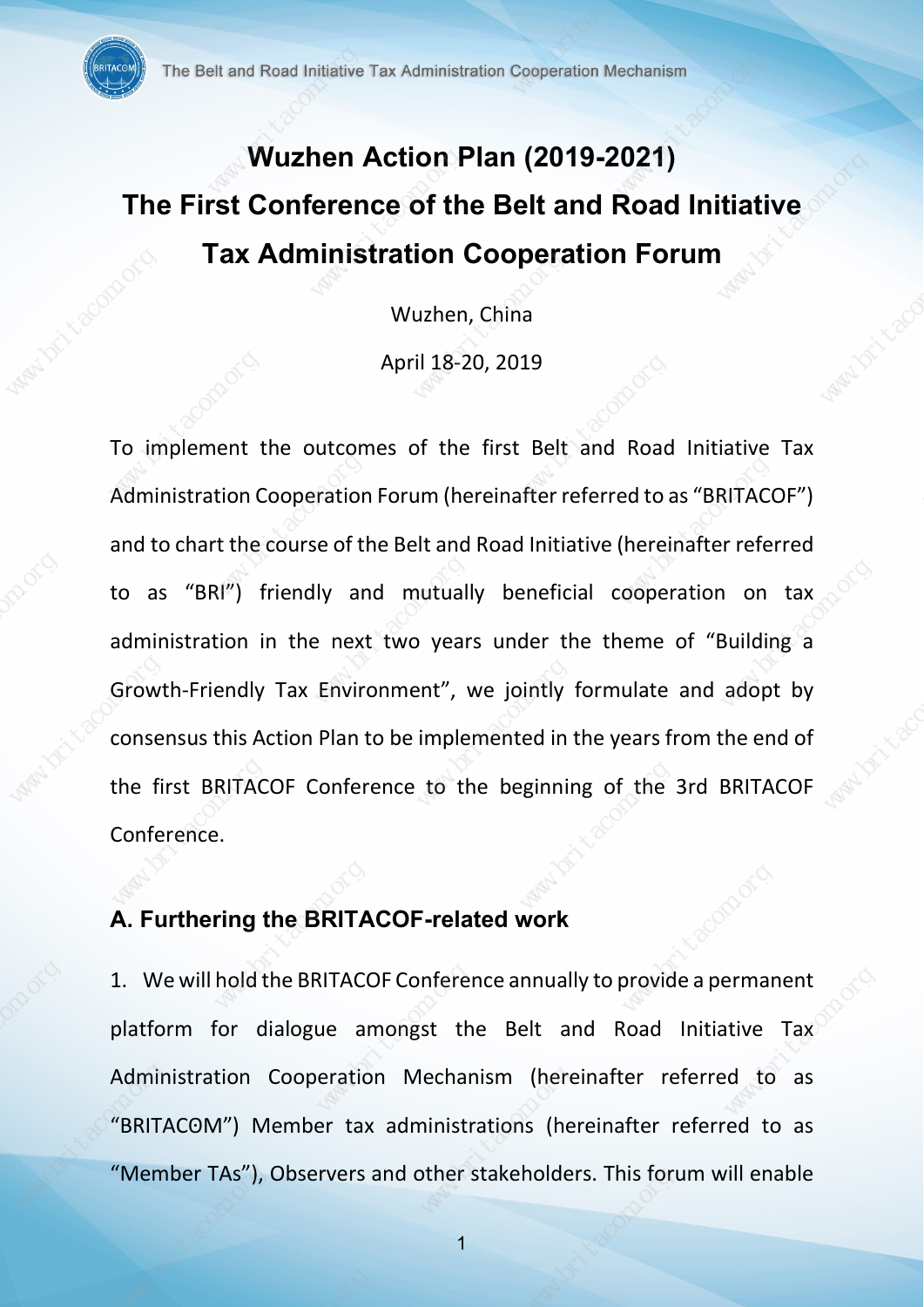# Wuzhen Action Plan (2019-2021)

# The First Conference of the Belt and Road Initiative Tax Administration Cooperation Forum

Wuzhen, China

April 18-20, 2019

To implement the outcomes of the first Belt and Road Initiative Tax Administration Cooperation Forum (hereinafter referred to as "BRITACOF") and to chart the course of the Belt and Road Initiative (hereinafter referred to as "BRI") friendly and mutually beneficial cooperation on tax administration in the next two years under the theme of "Building a Growth-Friendly Tax Environment", we jointly formulate and adopt by consensus this Action Plan to be implemented in the years from the end of the first BRITACOF Conference to the beginning of the 3rd BRITACOF Conference.

## A. Furthering the BRITACOF-related work

1. We will hold the BRITACOF Conference annually to provide a permanent platform for dialogue amongst the Belt and Road Initiative Tax Administration Cooperation Mechanism (hereinafter referred to as "BRITACOM") Member tax administrations (hereinafter referred to as "Member TAs"), Observers and other stakeholders. This forum will enable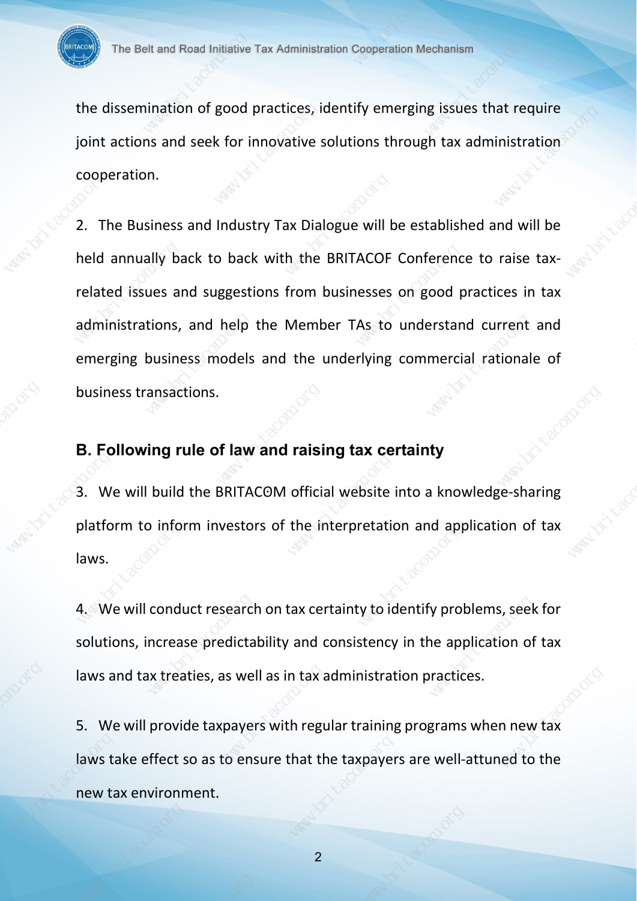the dissemination of good practices, identify emerging issues that require joint actions and seek for innovative solutions through tax administration cooperation.

2. The Business and Industry Tax Dialogue will be established and will be held annually back to back with the BRITACOF Conference to raise tax-related issues and suggestions from businesses on good practices in tax administrations, and help the Member TAs to understand current and emerging business models and the underlying commercial rationale of business transactions.

### B. Following rule of law and raising tax certainty

3. We will build the BRITACOM official website into a knowledge-sharing platform to inform investors of the interpretation and application of tax laws.

4. We will conduct research on tax certainty to identify problems, seek for solutions, increase predictability and consistency in the application of tax laws and tax treaties, as well as in tax administration practices.

5. We will provide taxpayers with regular training programs when new tax laws take effect so as to ensure that the taxpayers are well-attuned to the new tax environment.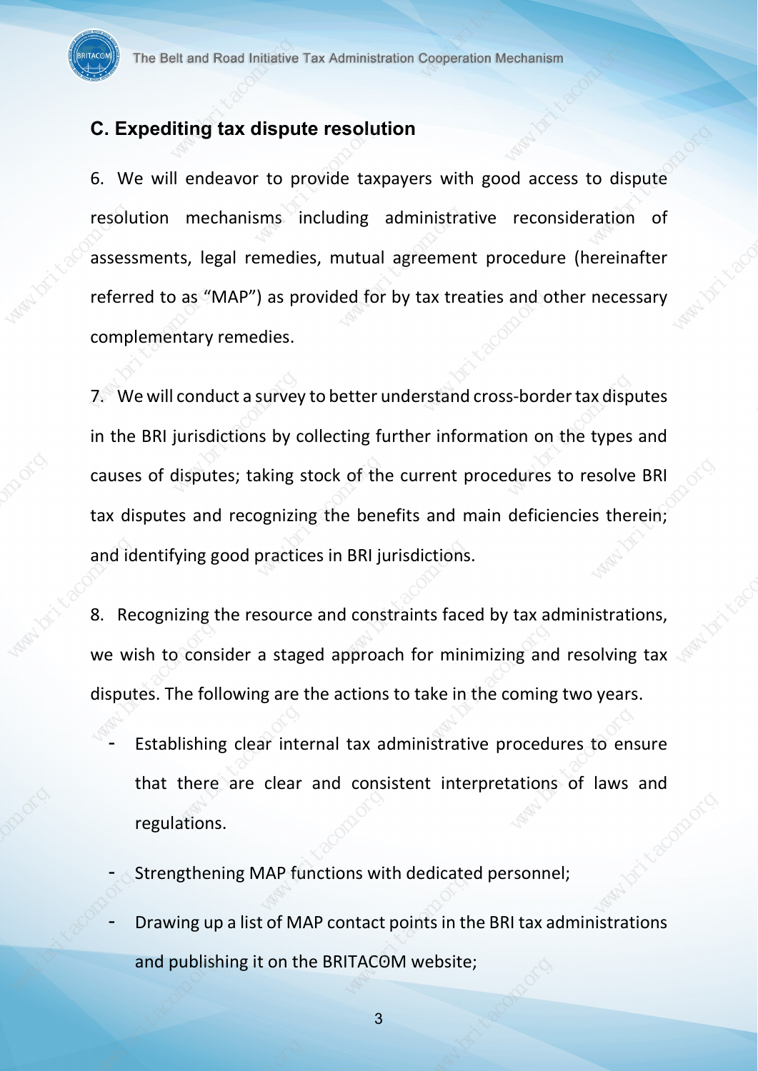### C. Expediting tax dispute resolution

6. We will endeavor to provide taxpayers with good access to dispute resolution mechanisms including administrative reconsideration of assessments, legal remedies, mutual agreement procedure (hereinafter referred to as "MAP") as provided for by tax treaties and other necessary complementary remedies.

7. We will conduct a survey to better understand cross-border tax disputes in the BRI jurisdictions by collecting further information on the types and causes of disputes; taking stock of the current procedures to resolve BRI tax disputes and recognizing the benefits and main deficiencies therein; and identifying good practices in BRI jurisdictions.

8. Recognizing the resource and constraints faced by tax administrations, we wish to consider a staged approach for minimizing and resolving tax disputes. The following are the actions to take in the coming two years.

- Establishing clear internal tax administrative procedures to ensure that there are clear and consistent interpretations of laws and regulations.
- Strengthening MAP functions with dedicated personnel;
- Drawing up a list of MAP contact points in the BRI tax administrations and publishing it on the BRITACOM website;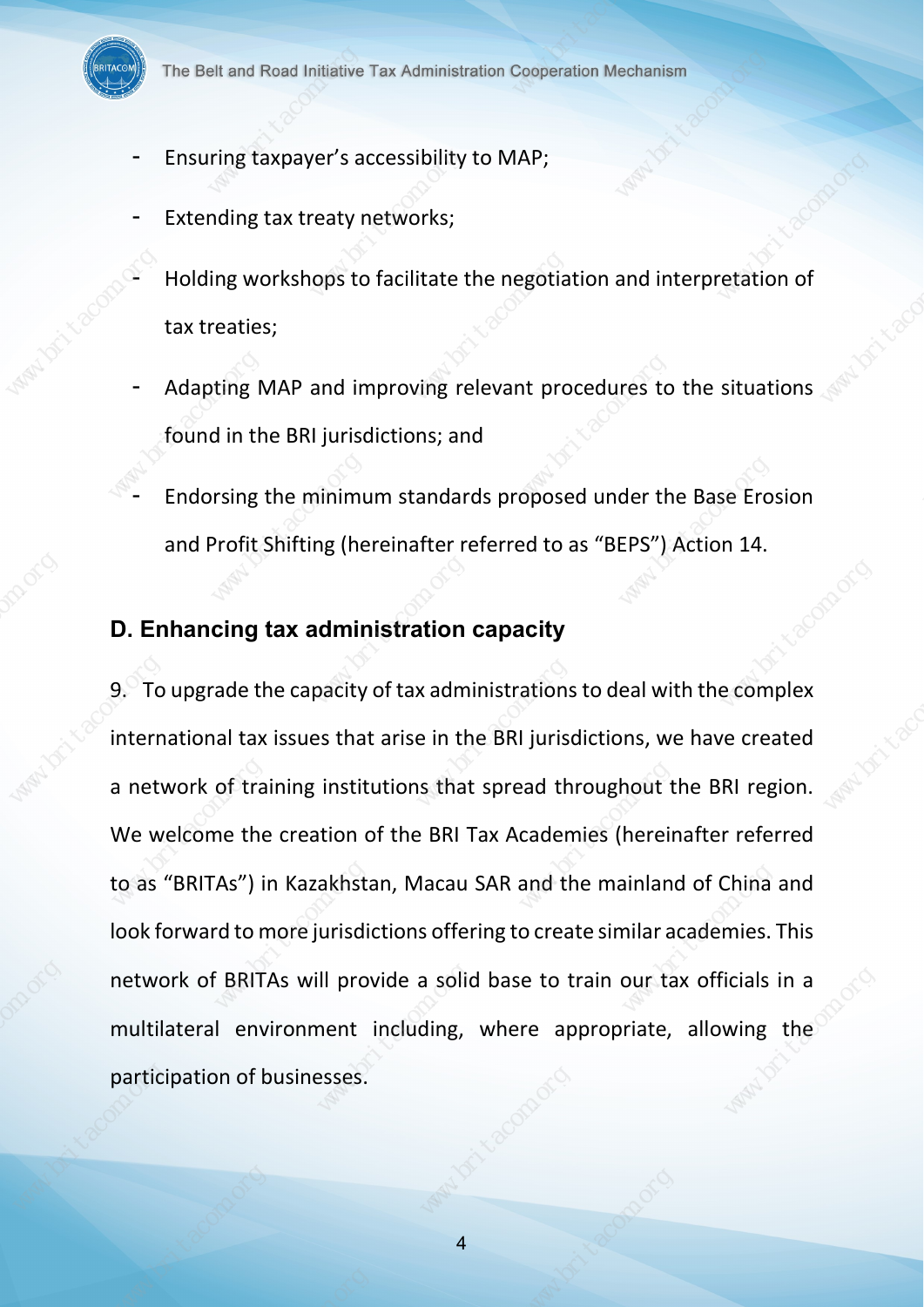- Ensuring taxpayer's accessibility to MAP;
- Extending tax treaty networks;
- Holding workshops to facilitate the negotiation and interpretation of tax treaties;
- Adapting MAP and improving relevant procedures to the situations found in the BRI jurisdictions; and
- Endorsing the minimum standards proposed under the Base Erosion and Profit Shifting (hereinafter referred to as "BEPS") Action 14.

## D. Enhancing tax administration capacity

9. To upgrade the capacity of tax administrations to deal with the complex international tax issues that arise in the BRI jurisdictions, we have created a network of training institutions that spread throughout the BRI region. We welcome the creation of the BRI Tax Academies (hereinafter referred to as "BRITAs") in Kazakhstan, Macau SAR and the mainland of China and look forward to more jurisdictions offering to create similar academies. This network of BRITAs will provide a solid base to train our tax officials in a multilateral environment including, where appropriate, allowing the participation of businesses.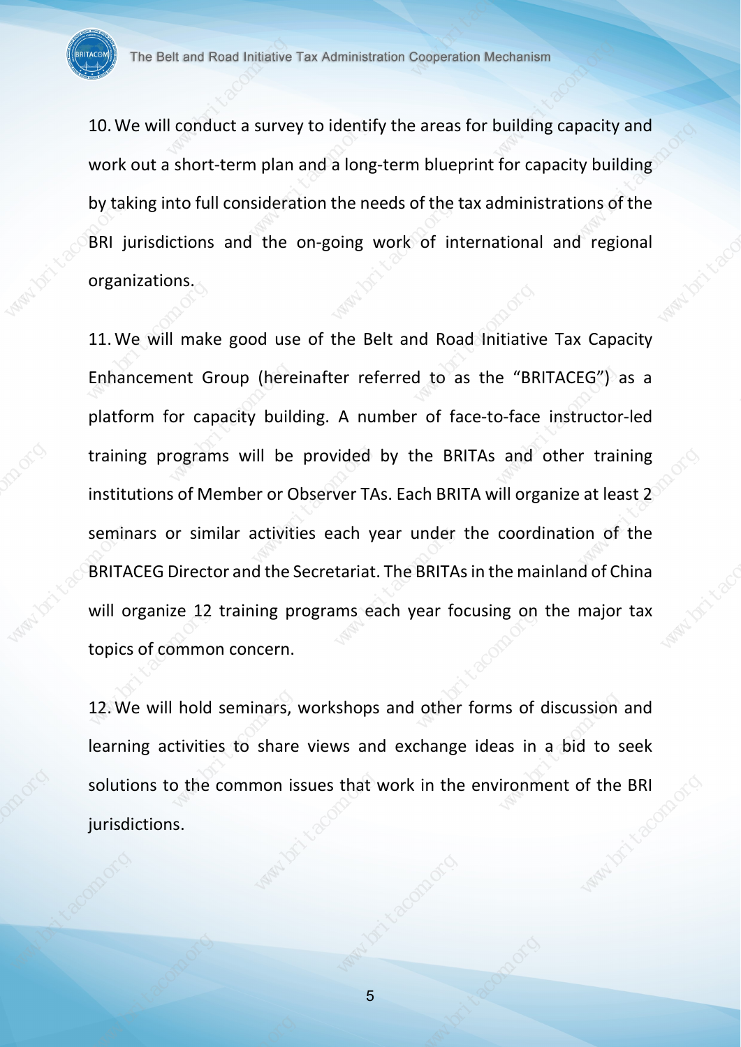10. We will conduct a survey to identify the areas for building capacity and work out a short-term plan and a long-term blueprint for capacity building by taking into full consideration the needs of the tax administrations of the BRI jurisdictions and the on-going work of international and regional organizations.

11. We will make good use of the Belt and Road Initiative Tax Capacity Enhancement Group (hereinafter referred to as the "BRITACEG") as a platform for capacity building. A number of face-to-face instructor-led training programs will be provided by the BRITAs and other training institutions of Member or Observer TAs. Each BRITA will organize at least 2 seminars or similar activities each year under the coordination of the BRITACEG Director and the Secretariat. The BRITAs in the mainland of China will organize 12 training programs each year focusing on the major tax topics of common concern.

12. We will hold seminars, workshops and other forms of discussion and learning activities to share views and exchange ideas in a bid to seek solutions to the common issues that work in the environment of the BRI jurisdictions.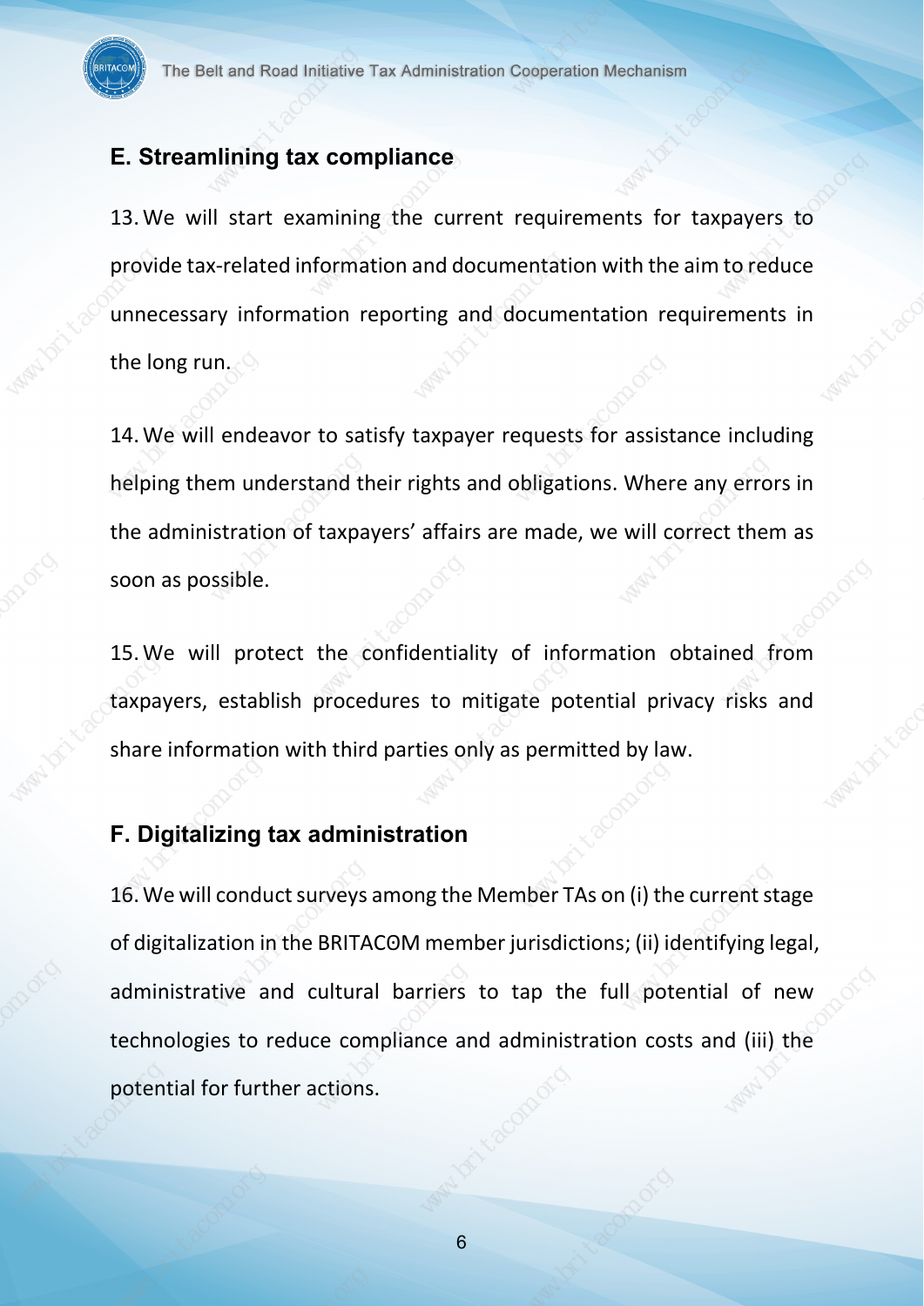## E. Streamlining tax compliance

13. We will start examining the current requirements for taxpayers to provide tax-related information and documentation with the aim to reduce unnecessary information reporting and documentation requirements in the long run.

14. We will endeavor to satisfy taxpayer requests for assistance including helping them understand their rights and obligations. Where any errors in the administration of taxpayers' affairs are made, we will correct them as soon as possible.

15. We will protect the confidentiality of information obtained from taxpayers, establish procedures to mitigate potential privacy risks and share information with third parties only as permitted by law.

## F. Digitalizing tax administration

16. We will conduct surveys among the Member TAs on (i) the current stage of digitalization in the BRITACOM member jurisdictions; (ii) identifying legal, administrative and cultural barriers to tap the full potential of new technologies to reduce compliance and administration costs and (iii) the potential for further actions.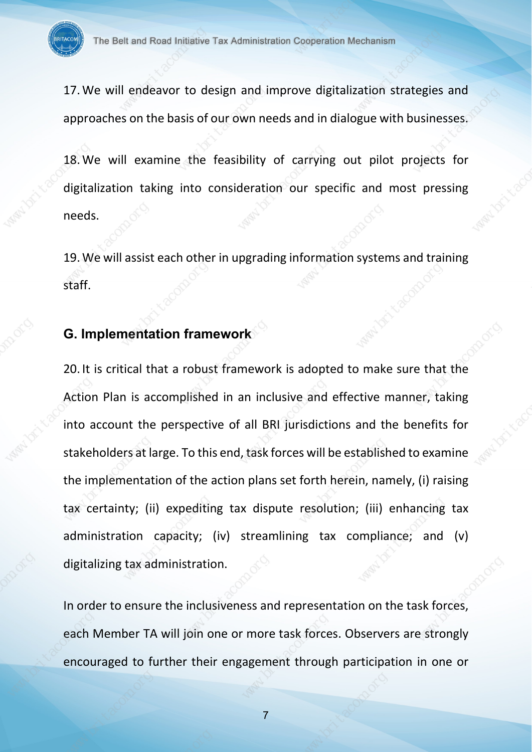17. We will endeavor to design and improve digitalization strategies and approaches on the basis of our own needs and in dialogue with businesses.

18. We will examine the feasibility of carrying out pilot projects for digitalization taking into consideration our specific and most pressing needs.

19. We will assist each other in upgrading information systems and training staff.

## G. Implementation framework

20. It is critical that a robust framework is adopted to make sure that the Action Plan is accomplished in an inclusive and effective manner, taking into account the perspective of all BRI jurisdictions and the benefits for stakeholders at large. To this end, task forces will be established to examine the implementation of the action plans set forth herein, namely, (i) raising tax certainty; (ii) expediting tax dispute resolution; (iii) enhancing tax administration capacity; (iv) streamlining tax compliance; and (v) digitalizing tax administration.

In order to ensure the inclusiveness and representation on the task forces, each Member TA will join one or more task forces. Observers are strongly encouraged to further their engagement through participation in one or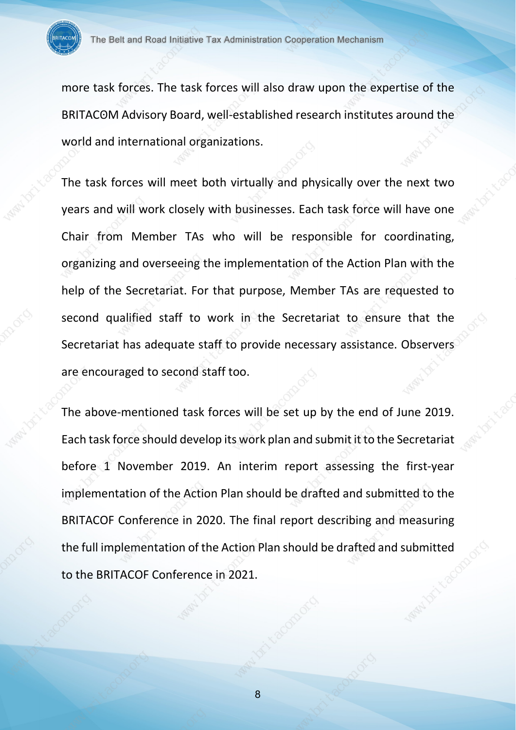more task forces. The task forces will also draw upon the expertise of the BRITACOM Advisory Board, well-established research institutes around the world and international organizations.

The task forces will meet both virtually and physically over the next two years and will work closely with businesses. Each task force will have one Chair from Member TAs who will be responsible for coordinating, organizing and overseeing the implementation of the Action Plan with the help of the Secretariat. For that purpose, Member TAs are requested to second qualified staff to work in the Secretariat to ensure that the Secretariat has adequate staff to provide necessary assistance. Observers are encouraged to second staff too.

The above-mentioned task forces will be set up by the end of June 2019. Each task force should develop its work plan and submit it to the Secretariat before 1 November 2019. An interim report assessing the first-year implementation of the Action Plan should be drafted and submitted to the BRITACOF Conference in 2020. The final report describing and measuring the full implementation of the Action Plan should be drafted and submitted to the BRITACOF Conference in 2021.